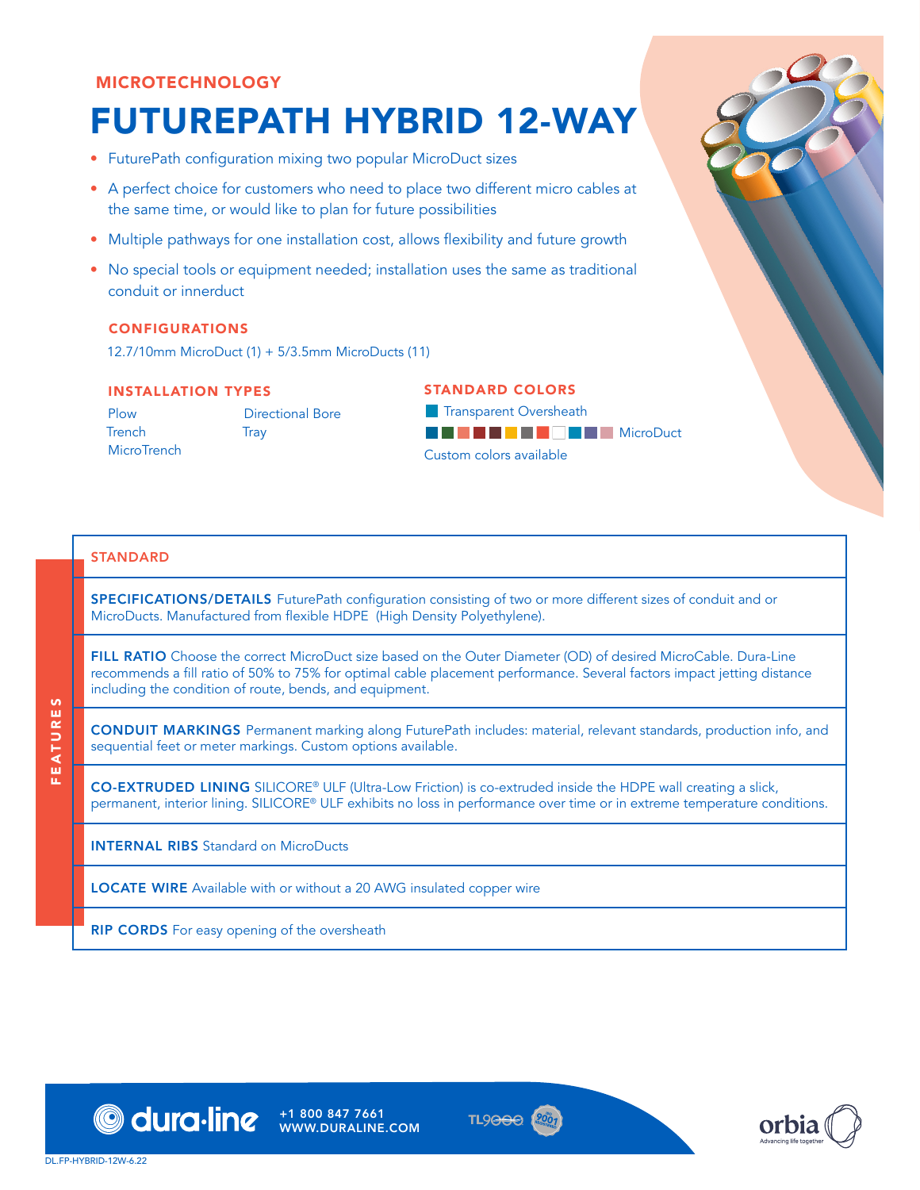MICROTECHNOLOGY

# FUTUREPATH HYBRID 12-WAY

- FuturePath configuration mixing two popular MicroDuct sizes
- A perfect choice for customers who need to place two different micro cables at the same time, or would like to plan for future possibilities
- Multiple pathways for one installation cost, allows flexibility and future growth
- No special tools or equipment needed; installation uses the same as traditional conduit or innerduct

## CONFIGURATIONS

12.7/10mm MicroDuct (1) + 5/3.5mm MicroDucts (11)

## INSTALLATION TYPES

Plow
Trench
MicroTrench
Directional Bore
Tray

## STANDARD COLORS

Transparent Oversheath

MicroDuct

Custom colors available

## FEATURES

**STANDARD**

**SPECIFICATIONS/DETAILS** FuturePath configuration consisting of two or more different sizes of conduit and or MicroDucts. Manufactured from flexible HDPE (High Density Polyethylene).

**FILL RATIO** Choose the correct MicroDuct size based on the Outer Diameter (OD) of desired MicroCable. Dura-Line recommends a fill ratio of 50% to 75% for optimal cable placement performance. Several factors impact jetting distance including the condition of route, bends, and equipment.

**CONDUIT MARKINGS** Permanent marking along FuturePath includes: material, relevant standards, production info, and sequential feet or meter markings. Custom options available.

**CO-EXTRUDED LINING** SILICORE® ULF (Ultra-Low Friction) is co-extruded inside the HDPE wall creating a slick, permanent, interior lining. SILICORE® ULF exhibits no loss in performance over time or in extreme temperature conditions.

**INTERNAL RIBS** Standard on MicroDucts

**LOCATE WIRE** Available with or without a 20 AWG insulated copper wire

**RIP CORDS** For easy opening of the oversheath

dura·line +1 800 847 7661 WWW.DURALINE.COM

TL9000 ISO 9001

orbia Advancing life together

DL.FP-HYBRID-12W-6.22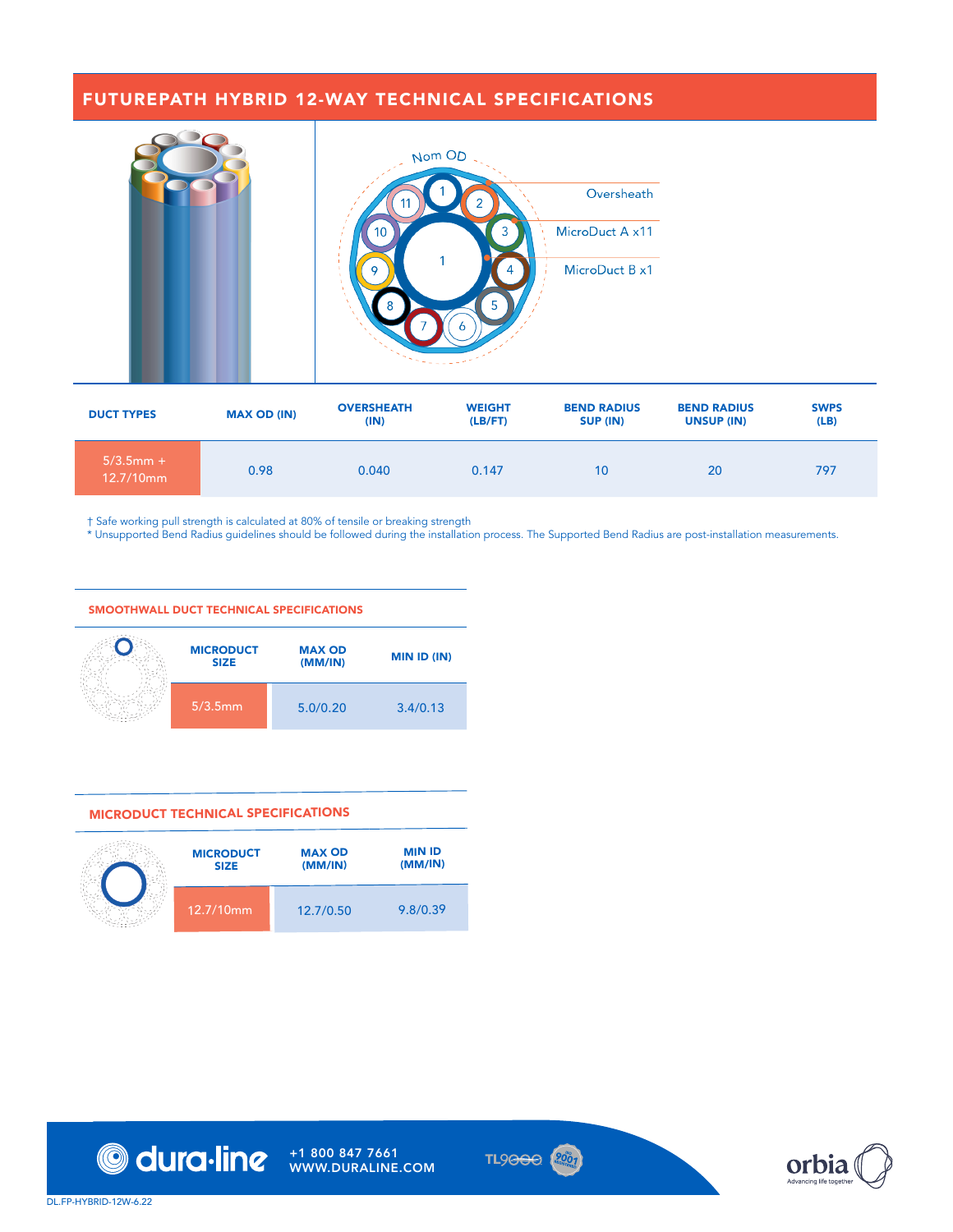## FUTUREPATH HYBRID 12-WAY TECHNICAL SPECIFICATIONS

Nom OD

Oversheath

MicroDuct A x11

MicroDuct B x1

| DUCT TYPES | MAX OD (IN) | OVERSHEATH (IN) | WEIGHT (LB/FT) | BEND RADIUS SUP (IN) | BEND RADIUS UNSUP (IN) | SWPS (LB) |
|---|---|---|---|---|---|---|
| 5/3.5mm + 12.7/10mm | 0.98 | 0.040 | 0.147 | 10 | 20 | 797 |

† Safe working pull strength is calculated at 80% of tensile or breaking strength
* Unsupported Bend Radius guidelines should be followed during the installation process. The Supported Bend Radius are post-installation measurements.

### SMOOTHWALL DUCT TECHNICAL SPECIFICATIONS

| MICRODUCT SIZE | MAX OD (MM/IN) | MIN ID (IN) |
|---|---|---|
| 5/3.5mm | 5.0/0.20 | 3.4/0.13 |

### MICRODUCT TECHNICAL SPECIFICATIONS

| MICRODUCT SIZE | MAX OD (MM/IN) | MIN ID (MM/IN) |
|---|---|---|
| 12.7/10mm | 12.7/0.50 | 9.8/0.39 |

dura·line +1 800 847 7661 WWW.DURALINE.COM

orbia Advancing life together

DL.FP-HYBRID-12W-6.22